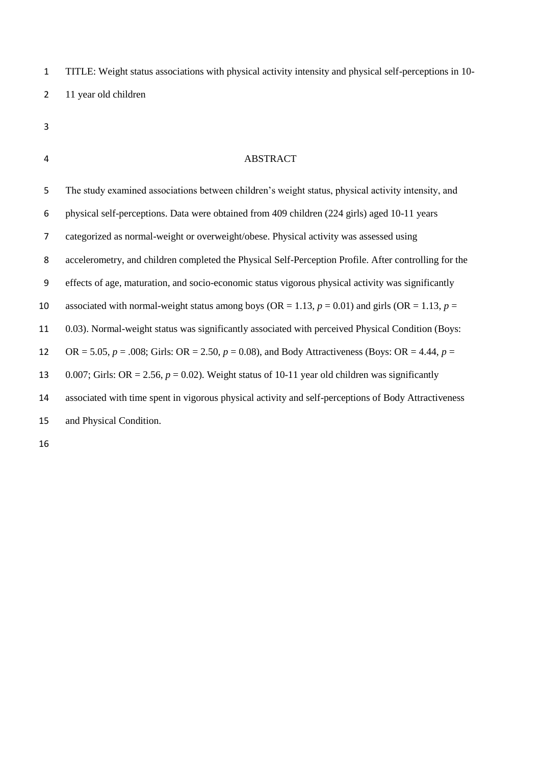TITLE: Weight status associations with physical activity intensity and physical self-perceptions in 10-11 year old children

## ABSTRACT

The study examined associations between children's weight status, physical activity intensity, and physical self-perceptions. Data were obtained from 409 children (224 girls) aged 10-11 years categorized as normal-weight or overweight/obese. Physical activity was assessed using accelerometry, and children completed the Physical Self-Perception Profile. After controlling for the effects of age, maturation, and socio-economic status vigorous physical activity was significantly associated with normal-weight status among boys (OR = 1.13, $p = 0.01$) and girls (OR = 1.13, $p = 0.03$). Normal-weight status was significantly associated with perceived Physical Condition (Boys: OR = 5.05, $p = .008$; Girls: OR = 2.50, $p = 0.08$), and Body Attractiveness (Boys: OR = 4.44, $p = 0.007$; Girls: OR = 2.56, $p = 0.02$). Weight status of 10-11 year old children was significantly associated with time spent in vigorous physical activity and self-perceptions of Body Attractiveness and Physical Condition.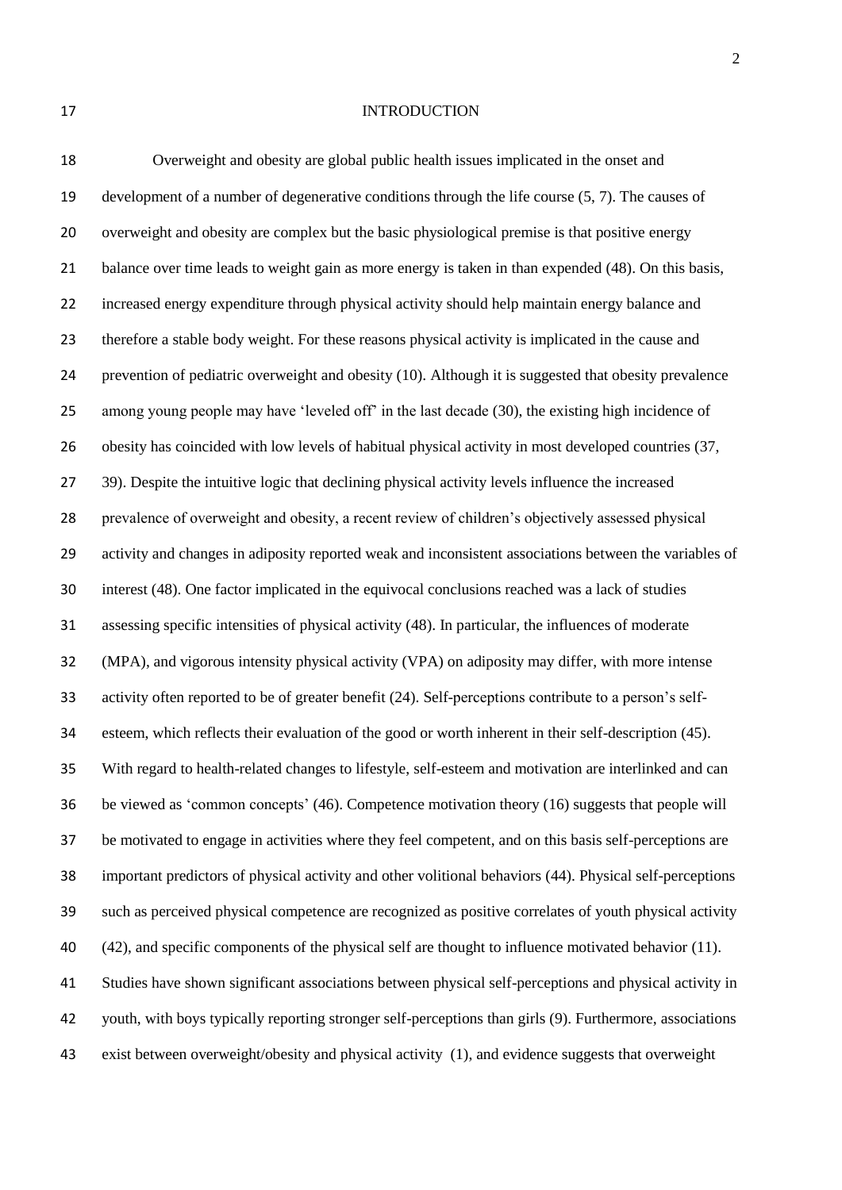## INTRODUCTION

Overweight and obesity are global public health issues implicated in the onset and development of a number of degenerative conditions through the life course (5, 7). The causes of overweight and obesity are complex but the basic physiological premise is that positive energy balance over time leads to weight gain as more energy is taken in than expended (48). On this basis, increased energy expenditure through physical activity should help maintain energy balance and therefore a stable body weight. For these reasons physical activity is implicated in the cause and prevention of pediatric overweight and obesity (10). Although it is suggested that obesity prevalence among young people may have 'leveled off' in the last decade (30), the existing high incidence of obesity has coincided with low levels of habitual physical activity in most developed countries (37, 39). Despite the intuitive logic that declining physical activity levels influence the increased prevalence of overweight and obesity, a recent review of children's objectively assessed physical activity and changes in adiposity reported weak and inconsistent associations between the variables of interest (48). One factor implicated in the equivocal conclusions reached was a lack of studies assessing specific intensities of physical activity (48). In particular, the influences of moderate (MPA), and vigorous intensity physical activity (VPA) on adiposity may differ, with more intense activity often reported to be of greater benefit (24). Self-perceptions contribute to a person's self-esteem, which reflects their evaluation of the good or worth inherent in their self-description (45). With regard to health-related changes to lifestyle, self-esteem and motivation are interlinked and can be viewed as 'common concepts' (46). Competence motivation theory (16) suggests that people will be motivated to engage in activities where they feel competent, and on this basis self-perceptions are important predictors of physical activity and other volitional behaviors (44). Physical self-perceptions such as perceived physical competence are recognized as positive correlates of youth physical activity (42), and specific components of the physical self are thought to influence motivated behavior (11). Studies have shown significant associations between physical self-perceptions and physical activity in youth, with boys typically reporting stronger self-perceptions than girls (9). Furthermore, associations exist between overweight/obesity and physical activity (1), and evidence suggests that overweight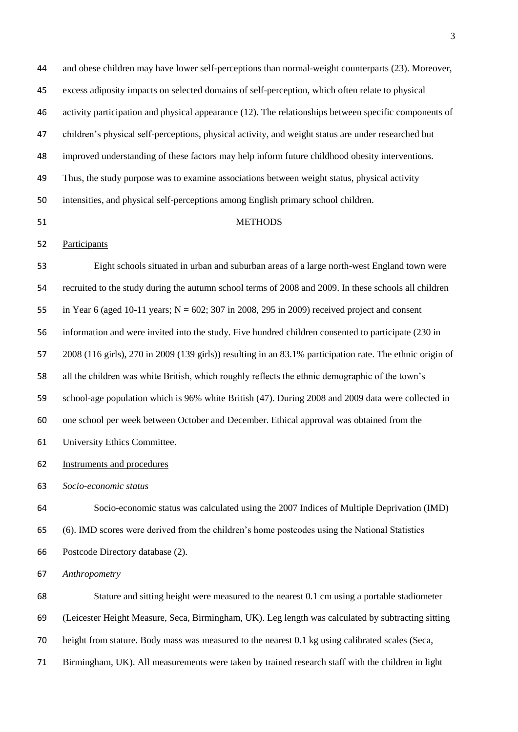and obese children may have lower self-perceptions than normal-weight counterparts (23). Moreover, excess adiposity impacts on selected domains of self-perception, which often relate to physical activity participation and physical appearance (12). The relationships between specific components of children's physical self-perceptions, physical activity, and weight status are under researched but improved understanding of these factors may help inform future childhood obesity interventions. Thus, the study purpose was to examine associations between weight status, physical activity intensities, and physical self-perceptions among English primary school children.

## METHODS

### Participants

Eight schools situated in urban and suburban areas of a large north-west England town were recruited to the study during the autumn school terms of 2008 and 2009. In these schools all children in Year 6 (aged 10-11 years; N = 602; 307 in 2008, 295 in 2009) received project and consent information and were invited into the study. Five hundred children consented to participate (230 in 2008 (116 girls), 270 in 2009 (139 girls)) resulting in an 83.1% participation rate. The ethnic origin of all the children was white British, which roughly reflects the ethnic demographic of the town's school-age population which is 96% white British (47). During 2008 and 2009 data were collected in one school per week between October and December. Ethical approval was obtained from the University Ethics Committee.

### Instruments and procedures

*Socio-economic status*

Socio-economic status was calculated using the 2007 Indices of Multiple Deprivation (IMD) (6). IMD scores were derived from the children's home postcodes using the National Statistics Postcode Directory database (2).

*Anthropometry*

Stature and sitting height were measured to the nearest 0.1 cm using a portable stadiometer (Leicester Height Measure, Seca, Birmingham, UK). Leg length was calculated by subtracting sitting height from stature. Body mass was measured to the nearest 0.1 kg using calibrated scales (Seca, Birmingham, UK). All measurements were taken by trained research staff with the children in light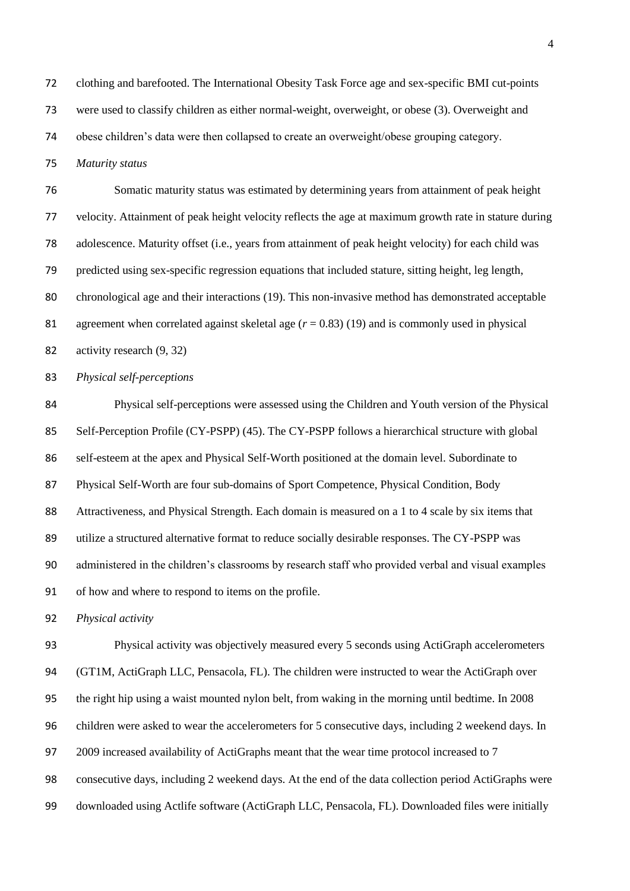clothing and barefooted. The International Obesity Task Force age and sex-specific BMI cut-points were used to classify children as either normal-weight, overweight, or obese (3). Overweight and obese children's data were then collapsed to create an overweight/obese grouping category.

*Maturity status*

Somatic maturity status was estimated by determining years from attainment of peak height velocity. Attainment of peak height velocity reflects the age at maximum growth rate in stature during adolescence. Maturity offset (i.e., years from attainment of peak height velocity) for each child was predicted using sex-specific regression equations that included stature, sitting height, leg length, chronological age and their interactions (19). This non-invasive method has demonstrated acceptable agreement when correlated against skeletal age ($r = 0.83$) (19) and is commonly used in physical activity research (9, 32)

*Physical self-perceptions*

Physical self-perceptions were assessed using the Children and Youth version of the Physical Self-Perception Profile (CY-PSPP) (45). The CY-PSPP follows a hierarchical structure with global self-esteem at the apex and Physical Self-Worth positioned at the domain level. Subordinate to Physical Self-Worth are four sub-domains of Sport Competence, Physical Condition, Body Attractiveness, and Physical Strength. Each domain is measured on a 1 to 4 scale by six items that utilize a structured alternative format to reduce socially desirable responses. The CY-PSPP was administered in the children's classrooms by research staff who provided verbal and visual examples of how and where to respond to items on the profile.

*Physical activity*

Physical activity was objectively measured every 5 seconds using ActiGraph accelerometers (GT1M, ActiGraph LLC, Pensacola, FL). The children were instructed to wear the ActiGraph over the right hip using a waist mounted nylon belt, from waking in the morning until bedtime. In 2008 children were asked to wear the accelerometers for 5 consecutive days, including 2 weekend days. In 2009 increased availability of ActiGraphs meant that the wear time protocol increased to 7 consecutive days, including 2 weekend days. At the end of the data collection period ActiGraphs were downloaded using Actlife software (ActiGraph LLC, Pensacola, FL). Downloaded files were initially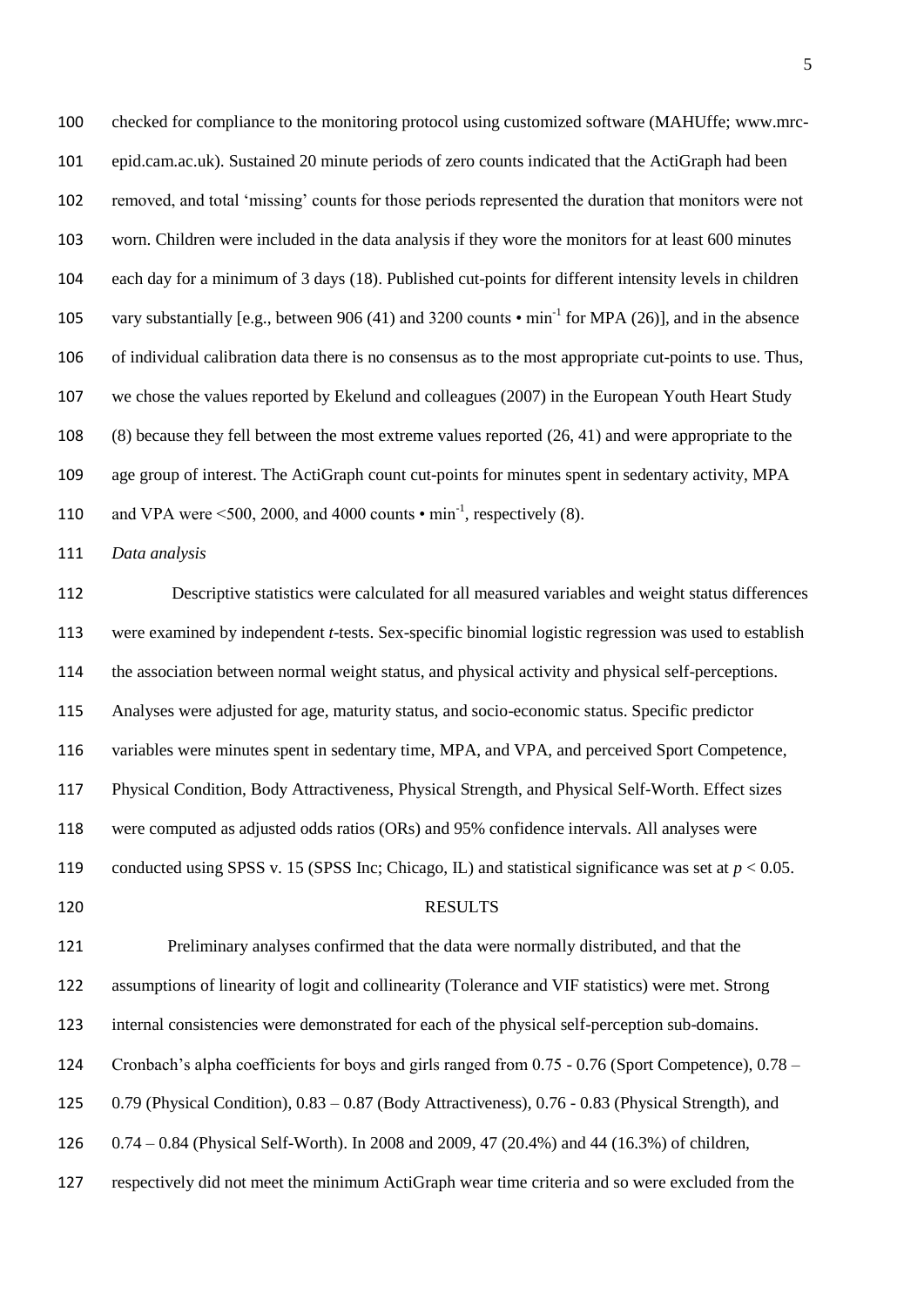checked for compliance to the monitoring protocol using customized software (MAHUffe; www.mrc-epid.cam.ac.uk). Sustained 20 minute periods of zero counts indicated that the ActiGraph had been removed, and total 'missing' counts for those periods represented the duration that monitors were not worn. Children were included in the data analysis if they wore the monitors for at least 600 minutes each day for a minimum of 3 days (18). Published cut-points for different intensity levels in children vary substantially [e.g., between 906 (41) and 3200 counts • $\text{min}^{-1}$ for MPA (26)], and in the absence of individual calibration data there is no consensus as to the most appropriate cut-points to use. Thus, we chose the values reported by Ekelund and colleagues (2007) in the European Youth Heart Study (8) because they fell between the most extreme values reported (26, 41) and were appropriate to the age group of interest. The ActiGraph count cut-points for minutes spent in sedentary activity, MPA and VPA were <500, 2000, and 4000 counts • $\text{min}^{-1}$, respectively (8).

*Data analysis*

Descriptive statistics were calculated for all measured variables and weight status differences were examined by independent *t*-tests. Sex-specific binomial logistic regression was used to establish the association between normal weight status, and physical activity and physical self-perceptions. Analyses were adjusted for age, maturity status, and socio-economic status. Specific predictor variables were minutes spent in sedentary time, MPA, and VPA, and perceived Sport Competence, Physical Condition, Body Attractiveness, Physical Strength, and Physical Self-Worth. Effect sizes were computed as adjusted odds ratios (ORs) and 95% confidence intervals. All analyses were conducted using SPSS v. 15 (SPSS Inc; Chicago, IL) and statistical significance was set at $p < 0.05$.

## RESULTS

Preliminary analyses confirmed that the data were normally distributed, and that the assumptions of linearity of logit and collinearity (Tolerance and VIF statistics) were met. Strong internal consistencies were demonstrated for each of the physical self-perception sub-domains. Cronbach's alpha coefficients for boys and girls ranged from 0.75 - 0.76 (Sport Competence), 0.78 – 0.79 (Physical Condition), 0.83 – 0.87 (Body Attractiveness), 0.76 - 0.83 (Physical Strength), and 0.74 – 0.84 (Physical Self-Worth). In 2008 and 2009, 47 (20.4%) and 44 (16.3%) of children, respectively did not meet the minimum ActiGraph wear time criteria and so were excluded from the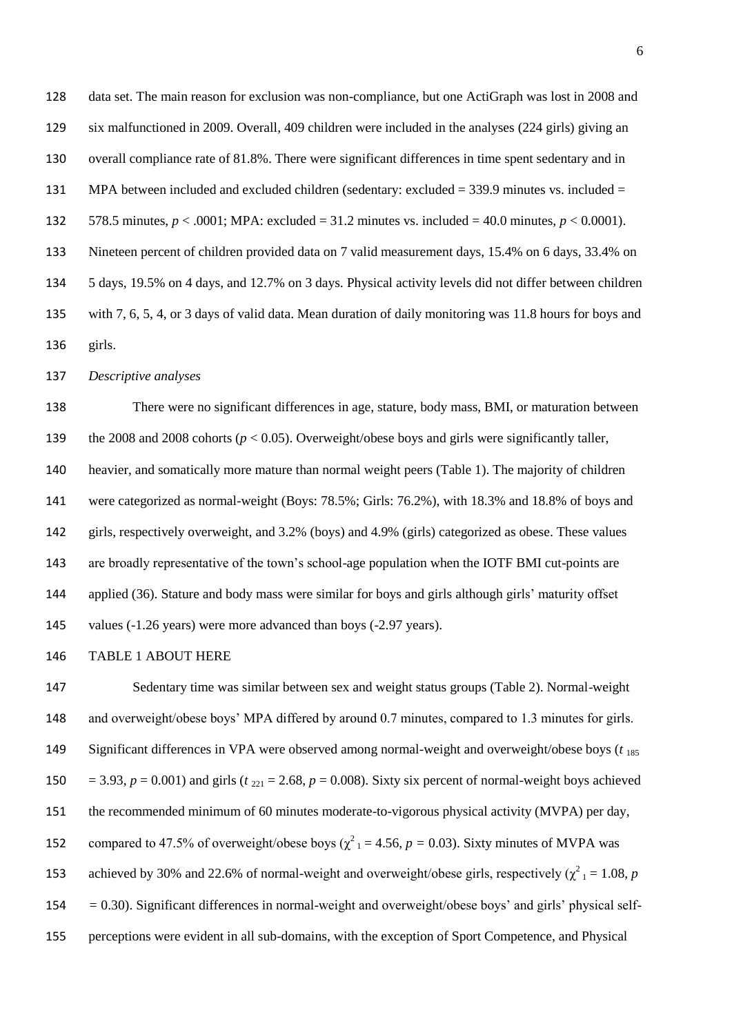data set. The main reason for exclusion was non-compliance, but one ActiGraph was lost in 2008 and six malfunctioned in 2009. Overall, 409 children were included in the analyses (224 girls) giving an overall compliance rate of 81.8%. There were significant differences in time spent sedentary and in MPA between included and excluded children (sedentary: excluded = 339.9 minutes vs. included = 578.5 minutes, $p < .0001$; MPA: excluded = 31.2 minutes vs. included = 40.0 minutes, $p < 0.0001$). Nineteen percent of children provided data on 7 valid measurement days, 15.4% on 6 days, 33.4% on 5 days, 19.5% on 4 days, and 12.7% on 3 days. Physical activity levels did not differ between children with 7, 6, 5, 4, or 3 days of valid data. Mean duration of daily monitoring was 11.8 hours for boys and girls.

*Descriptive analyses*

There were no significant differences in age, stature, body mass, BMI, or maturation between the 2008 and 2008 cohorts ($p < 0.05$). Overweight/obese boys and girls were significantly taller, heavier, and somatically more mature than normal weight peers (Table 1). The majority of children were categorized as normal-weight (Boys: 78.5%; Girls: 76.2%), with 18.3% and 18.8% of boys and girls, respectively overweight, and 3.2% (boys) and 4.9% (girls) categorized as obese. These values are broadly representative of the town's school-age population when the IOTF BMI cut-points are applied (36). Stature and body mass were similar for boys and girls although girls' maturity offset values (-1.26 years) were more advanced than boys (-2.97 years).

TABLE 1 ABOUT HERE

Sedentary time was similar between sex and weight status groups (Table 2). Normal-weight and overweight/obese boys' MPA differed by around 0.7 minutes, compared to 1.3 minutes for girls. Significant differences in VPA were observed among normal-weight and overweight/obese boys ($t_{185} = 3.93$, $p = 0.001$) and girls ($t_{221} = 2.68$, $p = 0.008$). Sixty six percent of normal-weight boys achieved the recommended minimum of 60 minutes moderate-to-vigorous physical activity (MVPA) per day, compared to 47.5% of overweight/obese boys ($\chi^2_1 = 4.56$, $p = 0.03$). Sixty minutes of MVPA was achieved by 30% and 22.6% of normal-weight and overweight/obese girls, respectively ($\chi^2_1 = 1.08$, $p = 0.30$). Significant differences in normal-weight and overweight/obese boys' and girls' physical self-perceptions were evident in all sub-domains, with the exception of Sport Competence, and Physical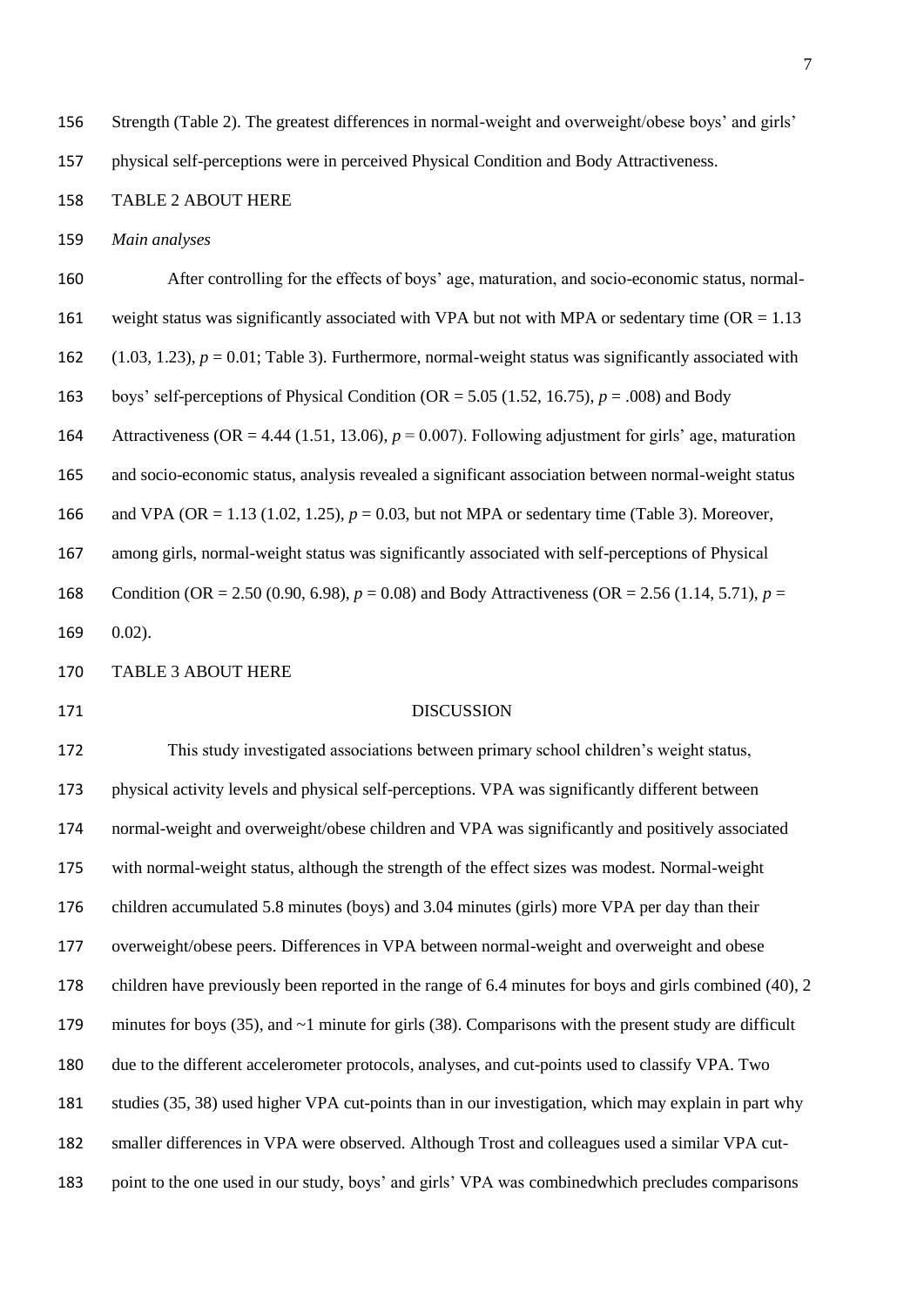Strength (Table 2). The greatest differences in normal-weight and overweight/obese boys' and girls' physical self-perceptions were in perceived Physical Condition and Body Attractiveness.

TABLE 2 ABOUT HERE

*Main analyses*

After controlling for the effects of boys' age, maturation, and socio-economic status, normal-weight status was significantly associated with VPA but not with MPA or sedentary time (OR = 1.13 (1.03, 1.23), $p = 0.01$; Table 3). Furthermore, normal-weight status was significantly associated with boys' self-perceptions of Physical Condition (OR = 5.05 (1.52, 16.75), $p = .008$) and Body Attractiveness (OR = 4.44 (1.51, 13.06), $p = 0.007$). Following adjustment for girls' age, maturation and socio-economic status, analysis revealed a significant association between normal-weight status and VPA (OR = 1.13 (1.02, 1.25), $p = 0.03$, but not MPA or sedentary time (Table 3). Moreover, among girls, normal-weight status was significantly associated with self-perceptions of Physical Condition (OR = 2.50 (0.90, 6.98), $p = 0.08$) and Body Attractiveness (OR = 2.56 (1.14, 5.71), $p = 0.02$).

TABLE 3 ABOUT HERE

## DISCUSSION

This study investigated associations between primary school children's weight status, physical activity levels and physical self-perceptions. VPA was significantly different between normal-weight and overweight/obese children and VPA was significantly and positively associated with normal-weight status, although the strength of the effect sizes was modest. Normal-weight children accumulated 5.8 minutes (boys) and 3.04 minutes (girls) more VPA per day than their overweight/obese peers. Differences in VPA between normal-weight and overweight and obese children have previously been reported in the range of 6.4 minutes for boys and girls combined (40), 2 minutes for boys (35), and ~1 minute for girls (38). Comparisons with the present study are difficult due to the different accelerometer protocols, analyses, and cut-points used to classify VPA. Two studies (35, 38) used higher VPA cut-points than in our investigation, which may explain in part why smaller differences in VPA were observed. Although Trost and colleagues used a similar VPA cut-point to the one used in our study, boys' and girls' VPA was combinedwhich precludes comparisons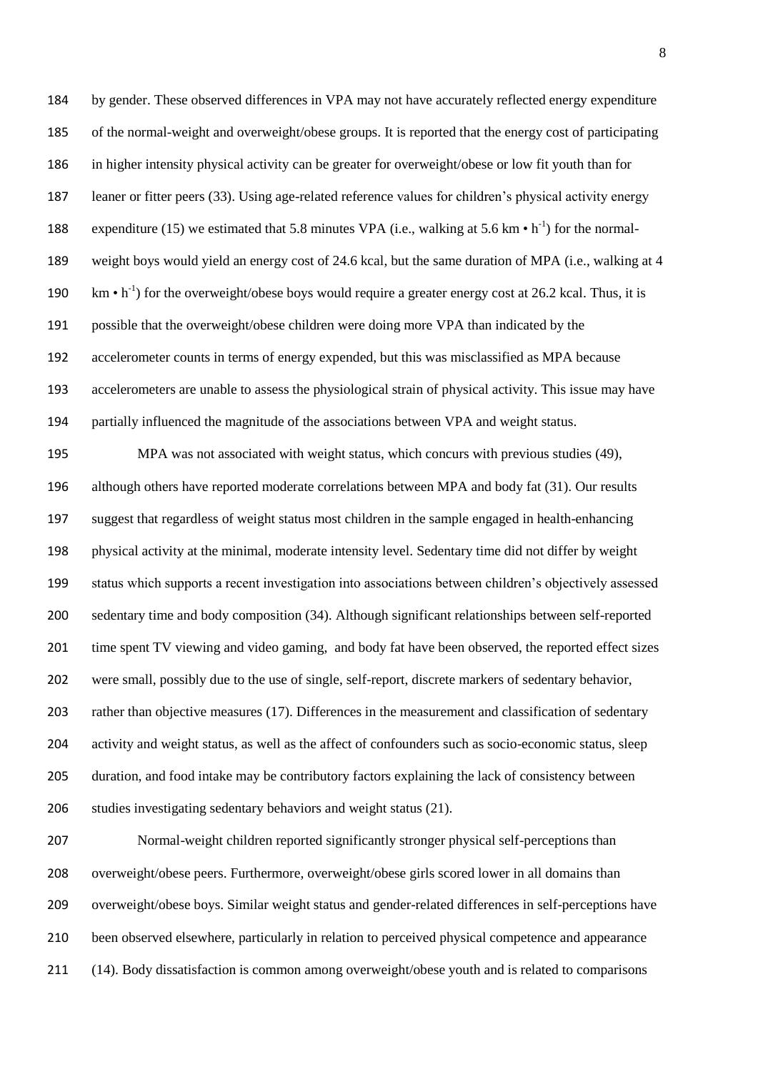by gender. These observed differences in VPA may not have accurately reflected energy expenditure of the normal-weight and overweight/obese groups. It is reported that the energy cost of participating in higher intensity physical activity can be greater for overweight/obese or low fit youth than for leaner or fitter peers (33). Using age-related reference values for children's physical activity energy expenditure (15) we estimated that 5.8 minutes VPA (i.e., walking at 5.6 km • $h^{-1}$) for the normal-weight boys would yield an energy cost of 24.6 kcal, but the same duration of MPA (i.e., walking at 4 km • $h^{-1}$) for the overweight/obese boys would require a greater energy cost at 26.2 kcal. Thus, it is possible that the overweight/obese children were doing more VPA than indicated by the accelerometer counts in terms of energy expended, but this was misclassified as MPA because accelerometers are unable to assess the physiological strain of physical activity. This issue may have partially influenced the magnitude of the associations between VPA and weight status.

MPA was not associated with weight status, which concurs with previous studies (49), although others have reported moderate correlations between MPA and body fat (31). Our results suggest that regardless of weight status most children in the sample engaged in health-enhancing physical activity at the minimal, moderate intensity level. Sedentary time did not differ by weight status which supports a recent investigation into associations between children's objectively assessed sedentary time and body composition (34). Although significant relationships between self-reported time spent TV viewing and video gaming, and body fat have been observed, the reported effect sizes were small, possibly due to the use of single, self-report, discrete markers of sedentary behavior, rather than objective measures (17). Differences in the measurement and classification of sedentary activity and weight status, as well as the affect of confounders such as socio-economic status, sleep duration, and food intake may be contributory factors explaining the lack of consistency between studies investigating sedentary behaviors and weight status (21).

Normal-weight children reported significantly stronger physical self-perceptions than overweight/obese peers. Furthermore, overweight/obese girls scored lower in all domains than overweight/obese boys. Similar weight status and gender-related differences in self-perceptions have been observed elsewhere, particularly in relation to perceived physical competence and appearance (14). Body dissatisfaction is common among overweight/obese youth and is related to comparisons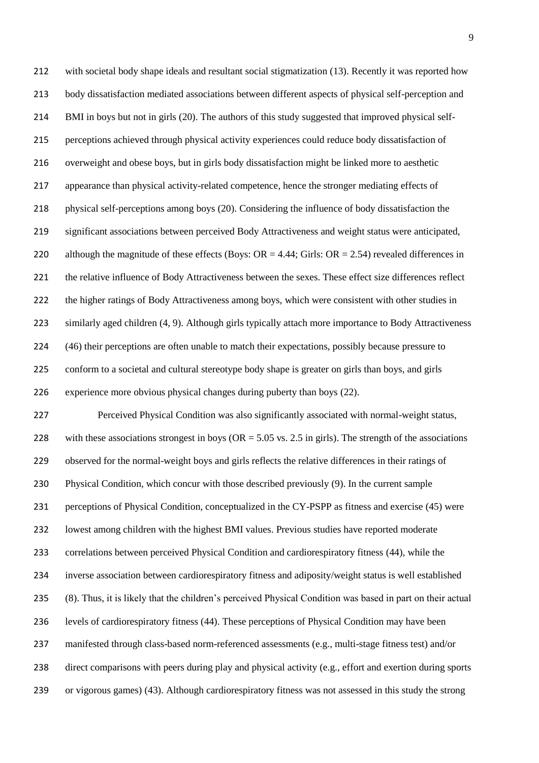with societal body shape ideals and resultant social stigmatization (13). Recently it was reported how body dissatisfaction mediated associations between different aspects of physical self-perception and BMI in boys but not in girls (20). The authors of this study suggested that improved physical self-perceptions achieved through physical activity experiences could reduce body dissatisfaction of overweight and obese boys, but in girls body dissatisfaction might be linked more to aesthetic appearance than physical activity-related competence, hence the stronger mediating effects of physical self-perceptions among boys (20). Considering the influence of body dissatisfaction the significant associations between perceived Body Attractiveness and weight status were anticipated, although the magnitude of these effects (Boys: OR = 4.44; Girls: OR = 2.54) revealed differences in the relative influence of Body Attractiveness between the sexes. These effect size differences reflect the higher ratings of Body Attractiveness among boys, which were consistent with other studies in similarly aged children (4, 9). Although girls typically attach more importance to Body Attractiveness (46) their perceptions are often unable to match their expectations, possibly because pressure to conform to a societal and cultural stereotype body shape is greater on girls than boys, and girls experience more obvious physical changes during puberty than boys (22).

Perceived Physical Condition was also significantly associated with normal-weight status, with these associations strongest in boys (OR = 5.05 vs. 2.5 in girls). The strength of the associations observed for the normal-weight boys and girls reflects the relative differences in their ratings of Physical Condition, which concur with those described previously (9). In the current sample perceptions of Physical Condition, conceptualized in the CY-PSPP as fitness and exercise (45) were lowest among children with the highest BMI values. Previous studies have reported moderate correlations between perceived Physical Condition and cardiorespiratory fitness (44), while the inverse association between cardiorespiratory fitness and adiposity/weight status is well established (8). Thus, it is likely that the children's perceived Physical Condition was based in part on their actual levels of cardiorespiratory fitness (44). These perceptions of Physical Condition may have been manifested through class-based norm-referenced assessments (e.g., multi-stage fitness test) and/or direct comparisons with peers during play and physical activity (e.g., effort and exertion during sports or vigorous games) (43). Although cardiorespiratory fitness was not assessed in this study the strong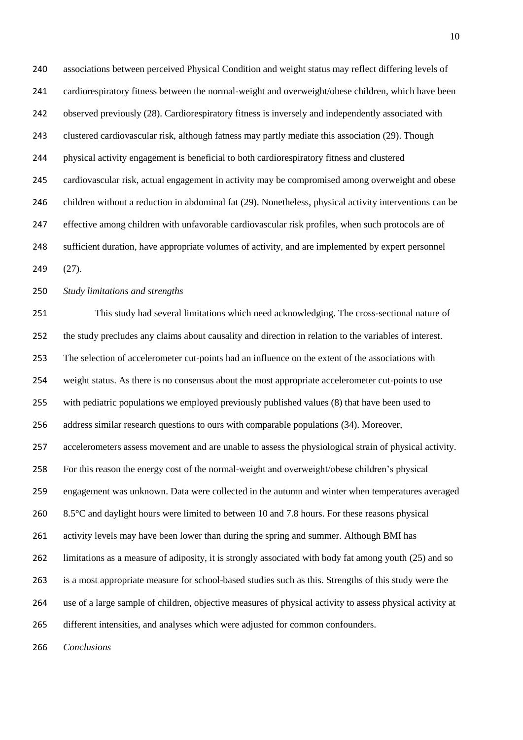associations between perceived Physical Condition and weight status may reflect differing levels of cardiorespiratory fitness between the normal-weight and overweight/obese children, which have been observed previously (28). Cardiorespiratory fitness is inversely and independently associated with clustered cardiovascular risk, although fatness may partly mediate this association (29). Though physical activity engagement is beneficial to both cardiorespiratory fitness and clustered cardiovascular risk, actual engagement in activity may be compromised among overweight and obese children without a reduction in abdominal fat (29). Nonetheless, physical activity interventions can be effective among children with unfavorable cardiovascular risk profiles, when such protocols are of sufficient duration, have appropriate volumes of activity, and are implemented by expert personnel (27).

*Study limitations and strengths*

This study had several limitations which need acknowledging. The cross-sectional nature of the study precludes any claims about causality and direction in relation to the variables of interest. The selection of accelerometer cut-points had an influence on the extent of the associations with weight status. As there is no consensus about the most appropriate accelerometer cut-points to use with pediatric populations we employed previously published values (8) that have been used to address similar research questions to ours with comparable populations (34). Moreover, accelerometers assess movement and are unable to assess the physiological strain of physical activity. For this reason the energy cost of the normal-weight and overweight/obese children's physical engagement was unknown. Data were collected in the autumn and winter when temperatures averaged 8.5°C and daylight hours were limited to between 10 and 7.8 hours. For these reasons physical activity levels may have been lower than during the spring and summer. Although BMI has limitations as a measure of adiposity, it is strongly associated with body fat among youth (25) and so is a most appropriate measure for school-based studies such as this. Strengths of this study were the use of a large sample of children, objective measures of physical activity to assess physical activity at different intensities, and analyses which were adjusted for common confounders.

*Conclusions*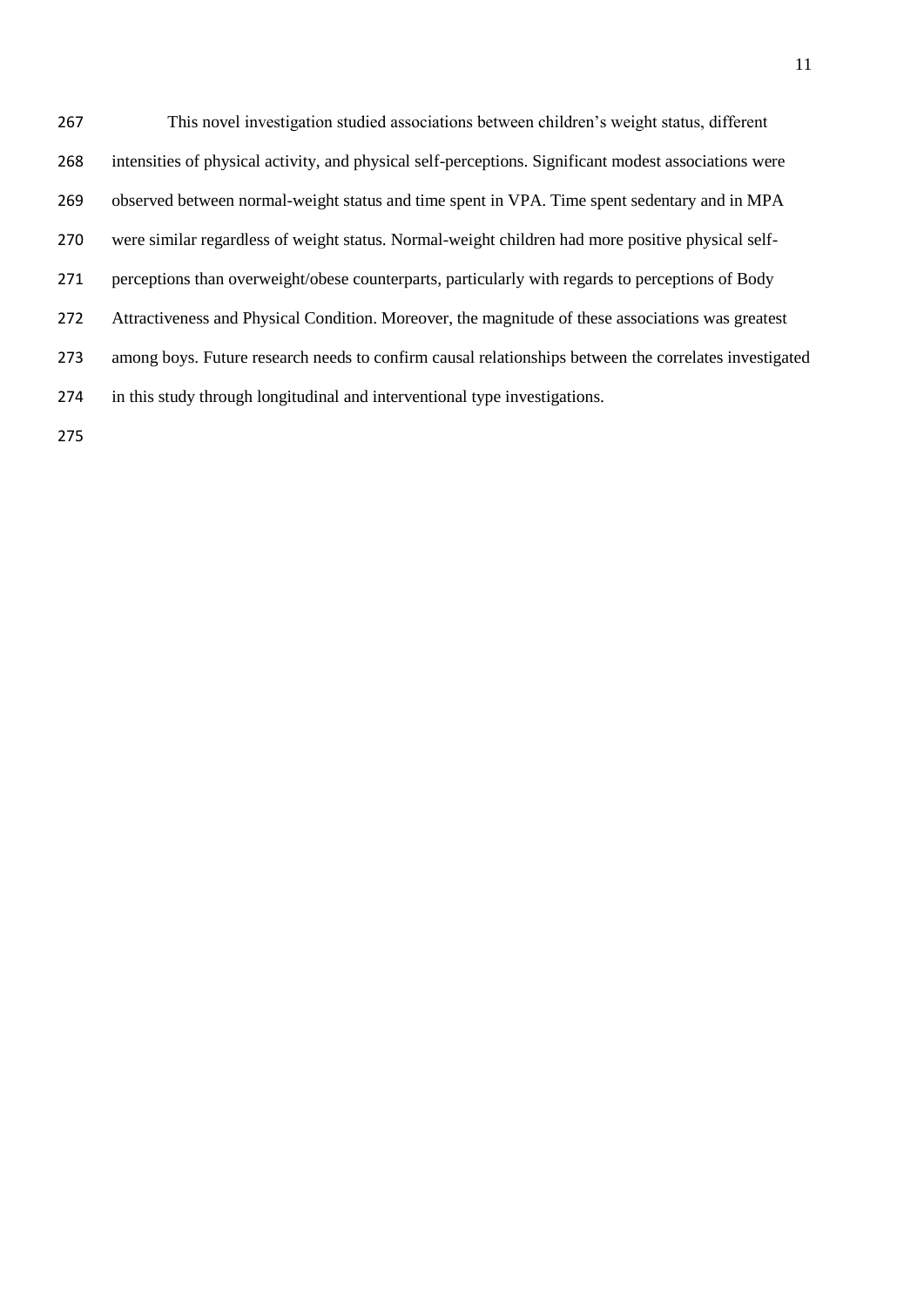This novel investigation studied associations between children's weight status, different intensities of physical activity, and physical self-perceptions. Significant modest associations were observed between normal-weight status and time spent in VPA. Time spent sedentary and in MPA were similar regardless of weight status. Normal-weight children had more positive physical self-perceptions than overweight/obese counterparts, particularly with regards to perceptions of Body Attractiveness and Physical Condition. Moreover, the magnitude of these associations was greatest among boys. Future research needs to confirm causal relationships between the correlates investigated in this study through longitudinal and interventional type investigations.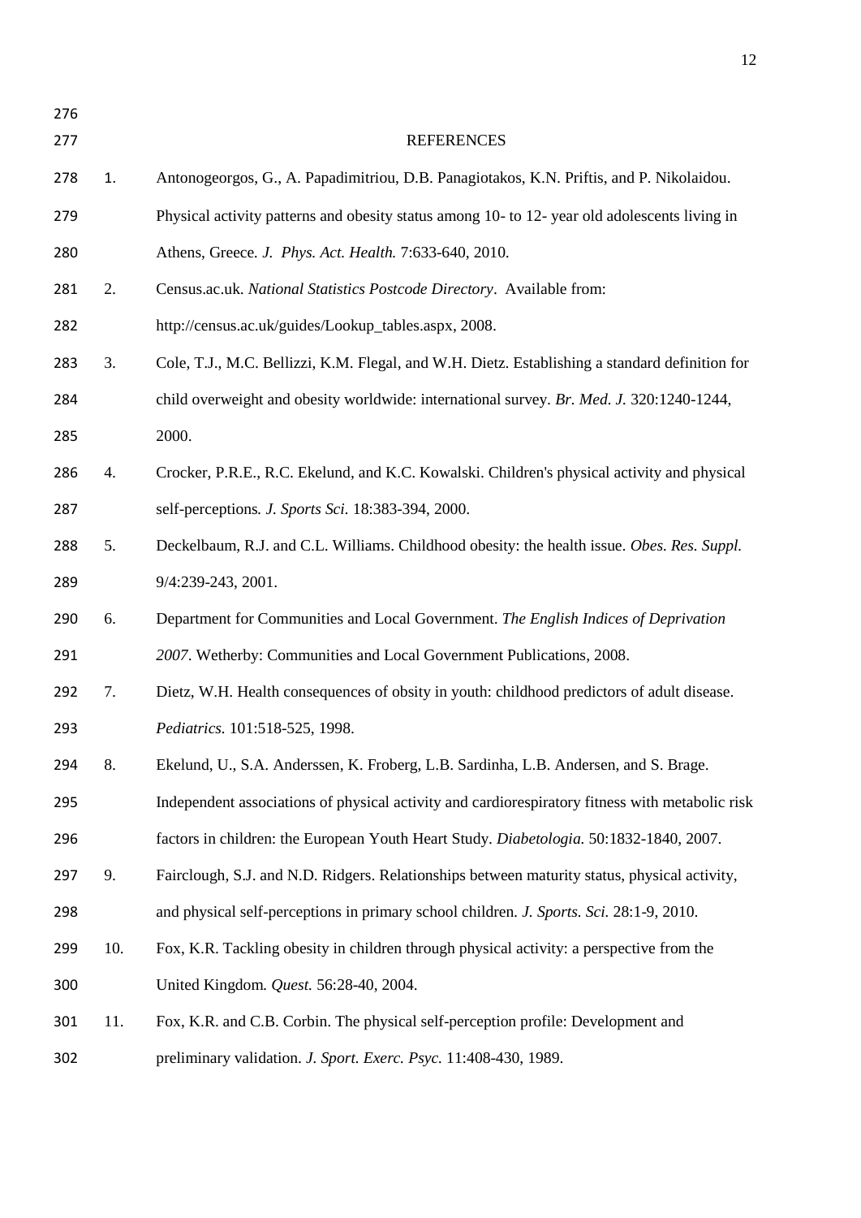## REFERENCES

1. Antonogeorgos, G., A. Papadimitriou, D.B. Panagiotakos, K.N. Priftis, and P. Nikolaidou. Physical activity patterns and obesity status among 10- to 12- year old adolescents living in Athens, Greece. *J. Phys. Act. Health.* 7:633-640, 2010.
2. Census.ac.uk. *National Statistics Postcode Directory*. Available from: http://census.ac.uk/guides/Lookup_tables.aspx, 2008.
3. Cole, T.J., M.C. Bellizzi, K.M. Flegal, and W.H. Dietz. Establishing a standard definition for child overweight and obesity worldwide: international survey. *Br. Med. J.* 320:1240-1244, 2000.
4. Crocker, P.R.E., R.C. Ekelund, and K.C. Kowalski. Children's physical activity and physical self-perceptions*. J. Sports Sci.* 18:383-394, 2000.
5. Deckelbaum, R.J. and C.L. Williams. Childhood obesity: the health issue. *Obes. Res. Suppl.* 9/4:239-243, 2001.
6. Department for Communities and Local Government. *The English Indices of Deprivation 2007*. Wetherby: Communities and Local Government Publications, 2008.
7. Dietz, W.H. Health consequences of obsity in youth: childhood predictors of adult disease. *Pediatrics.* 101:518-525, 1998.
8. Ekelund, U., S.A. Anderssen, K. Froberg, L.B. Sardinha, L.B. Andersen, and S. Brage. Independent associations of physical activity and cardiorespiratory fitness with metabolic risk factors in children: the European Youth Heart Study. *Diabetologia.* 50:1832-1840, 2007.
9. Fairclough, S.J. and N.D. Ridgers. Relationships between maturity status, physical activity, and physical self-perceptions in primary school children. *J. Sports. Sci.* 28:1-9, 2010.
10. Fox, K.R. Tackling obesity in children through physical activity: a perspective from the United Kingdom*. Quest.* 56:28-40, 2004.
11. Fox, K.R. and C.B. Corbin. The physical self-perception profile: Development and preliminary validation. *J. Sport. Exerc. Psyc.* 11:408-430, 1989.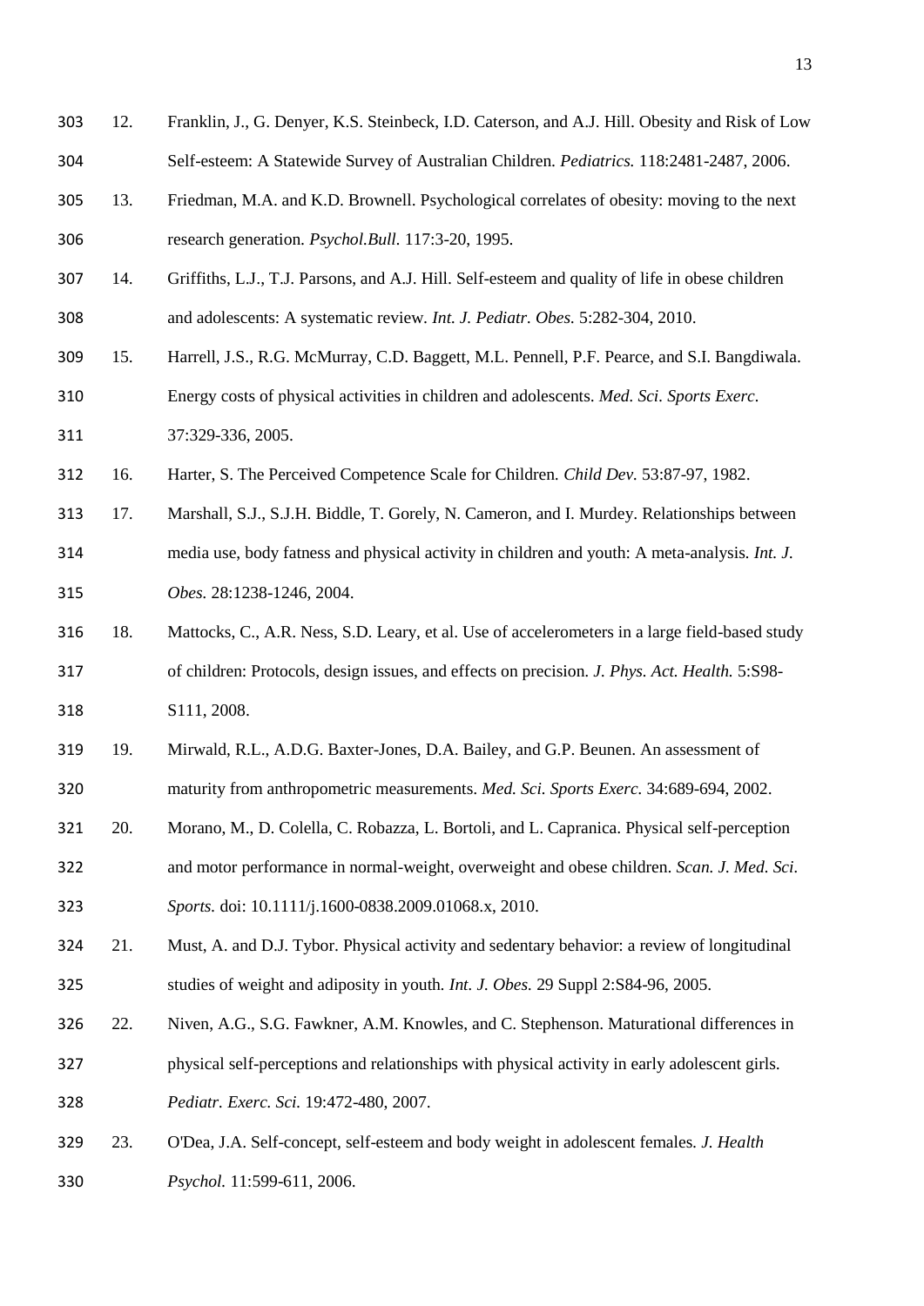12. Franklin, J., G. Denyer, K.S. Steinbeck, I.D. Caterson, and A.J. Hill. Obesity and Risk of Low Self-esteem: A Statewide Survey of Australian Children. *Pediatrics.* 118:2481-2487, 2006.
13. Friedman, M.A. and K.D. Brownell. Psychological correlates of obesity: moving to the next research generation. *Psychol.Bull.* 117:3-20, 1995.
14. Griffiths, L.J., T.J. Parsons, and A.J. Hill. Self-esteem and quality of life in obese children and adolescents: A systematic review. *Int. J. Pediatr. Obes.* 5:282-304, 2010.
15. Harrell, J.S., R.G. McMurray, C.D. Baggett, M.L. Pennell, P.F. Pearce, and S.I. Bangdiwala. Energy costs of physical activities in children and adolescents. *Med. Sci. Sports Exerc.* 37:329-336, 2005.
16. Harter, S. The Perceived Competence Scale for Children. *Child Dev.* 53:87-97, 1982.
17. Marshall, S.J., S.J.H. Biddle, T. Gorely, N. Cameron, and I. Murdey. Relationships between media use, body fatness and physical activity in children and youth: A meta-analysis. *Int. J. Obes.* 28:1238-1246, 2004.
18. Mattocks, C., A.R. Ness, S.D. Leary, et al. Use of accelerometers in a large field-based study of children: Protocols, design issues, and effects on precision. *J. Phys. Act. Health.* 5:S98-S111, 2008.
19. Mirwald, R.L., A.D.G. Baxter-Jones, D.A. Bailey, and G.P. Beunen. An assessment of maturity from anthropometric measurements. *Med. Sci. Sports Exerc.* 34:689-694, 2002.
20. Morano, M., D. Colella, C. Robazza, L. Bortoli, and L. Capranica. Physical self-perception and motor performance in normal-weight, overweight and obese children. *Scan. J. Med. Sci. Sports.* doi: 10.1111/j.1600-0838.2009.01068.x, 2010.
21. Must, A. and D.J. Tybor. Physical activity and sedentary behavior: a review of longitudinal studies of weight and adiposity in youth. *Int. J. Obes.* 29 Suppl 2:S84-96, 2005.
22. Niven, A.G., S.G. Fawkner, A.M. Knowles, and C. Stephenson. Maturational differences in physical self-perceptions and relationships with physical activity in early adolescent girls. *Pediatr. Exerc. Sci.* 19:472-480, 2007.
23. O'Dea, J.A. Self-concept, self-esteem and body weight in adolescent females. *J. Health Psychol.* 11:599-611, 2006.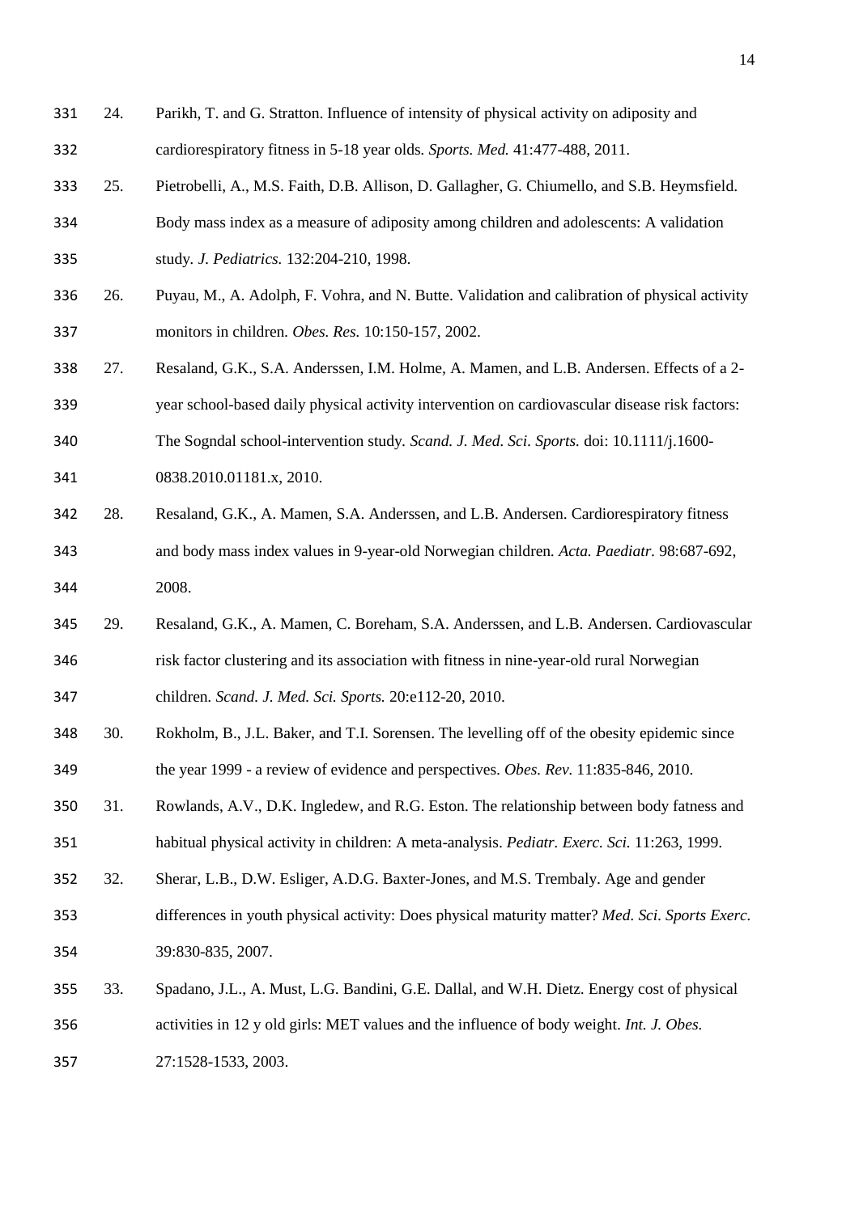24. Parikh, T. and G. Stratton. Influence of intensity of physical activity on adiposity and cardiorespiratory fitness in 5-18 year olds. *Sports. Med.* 41:477-488, 2011.

25. Pietrobelli, A., M.S. Faith, D.B. Allison, D. Gallagher, G. Chiumello, and S.B. Heymsfield. Body mass index as a measure of adiposity among children and adolescents: A validation study. *J. Pediatrics.* 132:204-210, 1998.

26. Puyau, M., A. Adolph, F. Vohra, and N. Butte. Validation and calibration of physical activity monitors in children. *Obes. Res.* 10:150-157, 2002.

27. Resaland, G.K., S.A. Anderssen, I.M. Holme, A. Mamen, and L.B. Andersen. Effects of a 2-year school-based daily physical activity intervention on cardiovascular disease risk factors: The Sogndal school-intervention study. *Scand. J. Med. Sci. Sports.* doi: 10.1111/j.1600-0838.2010.01181.x, 2010.

28. Resaland, G.K., A. Mamen, S.A. Anderssen, and L.B. Andersen. Cardiorespiratory fitness and body mass index values in 9-year-old Norwegian children. *Acta. Paediatr.* 98:687-692, 2008.

29. Resaland, G.K., A. Mamen, C. Boreham, S.A. Anderssen, and L.B. Andersen. Cardiovascular risk factor clustering and its association with fitness in nine-year-old rural Norwegian children. *Scand. J. Med. Sci. Sports.* 20:e112-20, 2010.

30. Rokholm, B., J.L. Baker, and T.I. Sorensen. The levelling off of the obesity epidemic since the year 1999 - a review of evidence and perspectives. *Obes. Rev.* 11:835-846, 2010.

31. Rowlands, A.V., D.K. Ingledew, and R.G. Eston. The relationship between body fatness and habitual physical activity in children: A meta-analysis. *Pediatr. Exerc. Sci.* 11:263, 1999.

32. Sherar, L.B., D.W. Esliger, A.D.G. Baxter-Jones, and M.S. Trembaly. Age and gender differences in youth physical activity: Does physical maturity matter? *Med. Sci. Sports Exerc.* 39:830-835, 2007.

33. Spadano, J.L., A. Must, L.G. Bandini, G.E. Dallal, and W.H. Dietz. Energy cost of physical activities in 12 y old girls: MET values and the influence of body weight. *Int. J. Obes.* 27:1528-1533, 2003.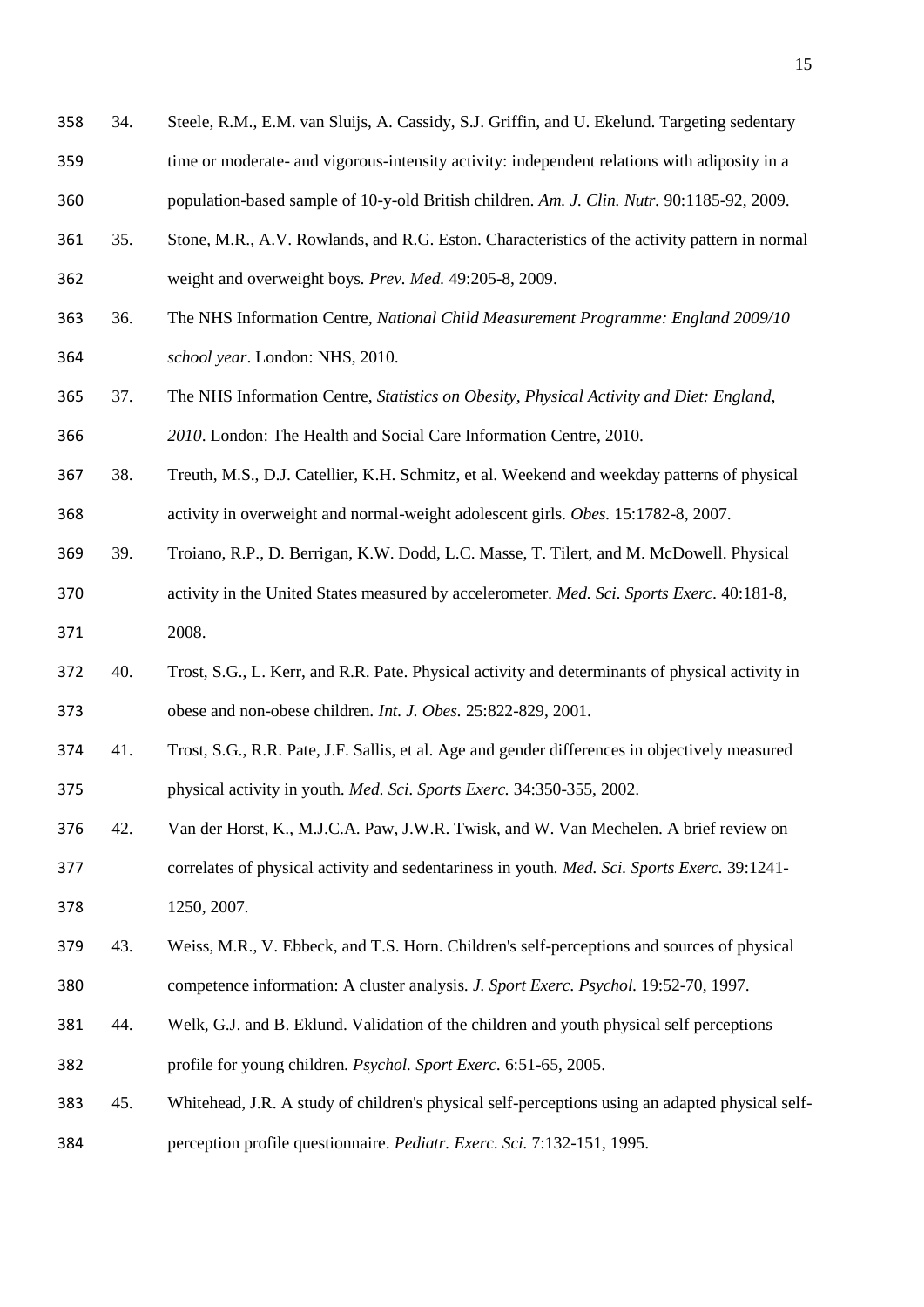34. Steele, R.M., E.M. van Sluijs, A. Cassidy, S.J. Griffin, and U. Ekelund. Targeting sedentary time or moderate- and vigorous-intensity activity: independent relations with adiposity in a population-based sample of 10-y-old British children. *Am. J. Clin. Nutr.* 90:1185-92, 2009.
35. Stone, M.R., A.V. Rowlands, and R.G. Eston. Characteristics of the activity pattern in normal weight and overweight boys. *Prev. Med.* 49:205-8, 2009.
36. The NHS Information Centre, *National Child Measurement Programme: England 2009/10 school year*. London: NHS, 2010.
37. The NHS Information Centre, *Statistics on Obesity, Physical Activity and Diet: England, 2010*. London: The Health and Social Care Information Centre, 2010.
38. Treuth, M.S., D.J. Catellier, K.H. Schmitz, et al. Weekend and weekday patterns of physical activity in overweight and normal-weight adolescent girls. *Obes.* 15:1782-8, 2007.
39. Troiano, R.P., D. Berrigan, K.W. Dodd, L.C. Masse, T. Tilert, and M. McDowell. Physical activity in the United States measured by accelerometer. *Med. Sci. Sports Exerc.* 40:181-8, 2008.
40. Trost, S.G., L. Kerr, and R.R. Pate. Physical activity and determinants of physical activity in obese and non-obese children. *Int. J. Obes.* 25:822-829, 2001.
41. Trost, S.G., R.R. Pate, J.F. Sallis, et al. Age and gender differences in objectively measured physical activity in youth. *Med. Sci. Sports Exerc.* 34:350-355, 2002.
42. Van der Horst, K., M.J.C.A. Paw, J.W.R. Twisk, and W. Van Mechelen. A brief review on correlates of physical activity and sedentariness in youth. *Med. Sci. Sports Exerc.* 39:1241-1250, 2007.
43. Weiss, M.R., V. Ebbeck, and T.S. Horn. Children's self-perceptions and sources of physical competence information: A cluster analysis. *J. Sport Exerc. Psychol.* 19:52-70, 1997.
44. Welk, G.J. and B. Eklund. Validation of the children and youth physical self perceptions profile for young children. *Psychol. Sport Exerc.* 6:51-65, 2005.
45. Whitehead, J.R. A study of children's physical self-perceptions using an adapted physical self-perception profile questionnaire. *Pediatr. Exerc. Sci.* 7:132-151, 1995.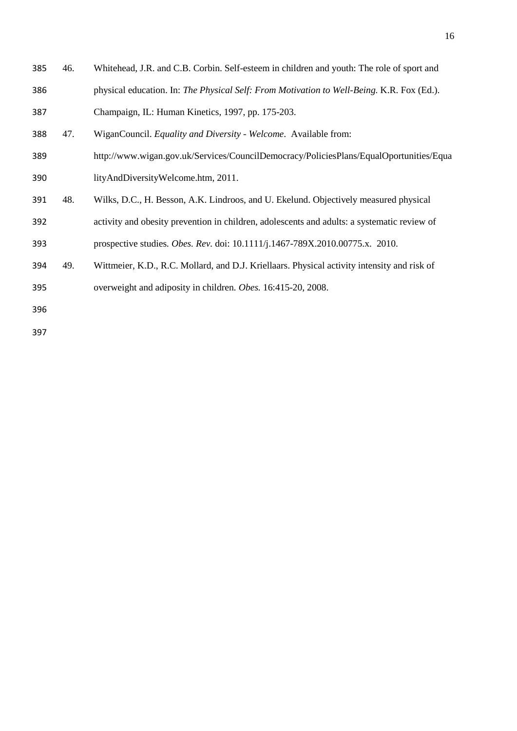46. Whitehead, J.R. and C.B. Corbin. Self-esteem in children and youth: The role of sport and physical education. In: *The Physical Self: From Motivation to Well-Being.* K.R. Fox (Ed.). Champaign, IL: Human Kinetics, 1997, pp. 175-203.
47. WiganCouncil. *Equality and Diversity - Welcome*. Available from: http://www.wigan.gov.uk/Services/CouncilDemocracy/PoliciesPlans/EqualOportunities/EqualityAndDiversityWelcome.htm, 2011.
48. Wilks, D.C., H. Besson, A.K. Lindroos, and U. Ekelund. Objectively measured physical activity and obesity prevention in children, adolescents and adults: a systematic review of prospective studies. *Obes. Rev.* doi: 10.1111/j.1467-789X.2010.00775.x. 2010.
49. Wittmeier, K.D., R.C. Mollard, and D.J. Kriellaars. Physical activity intensity and risk of overweight and adiposity in children. *Obes.* 16:415-20, 2008.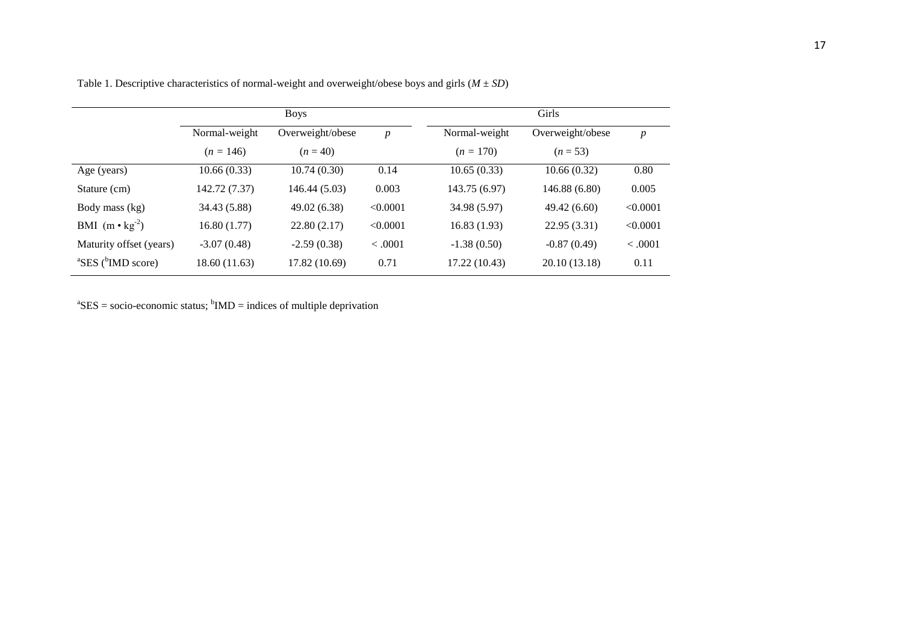Table 1. Descriptive characteristics of normal-weight and overweight/obese boys and girls (*M* ± *SD*)

| | Boys | | | Girls | | |
|---|---|---|---|---|---|---|
| | Normal-weight | Overweight/obese | *p* | Normal-weight | Overweight/obese | *p* |
| | (*n* = 146) | (*n* = 40) | | (*n* = 170) | (*n* = 53) | |
| Age (years) | 10.66 (0.33) | 10.74 (0.30) | 0.14 | 10.65 (0.33) | 10.66 (0.32) | 0.80 |
| Stature (cm) | 142.72 (7.37) | 146.44 (5.03) | 0.003 | 143.75 (6.97) | 146.88 (6.80) | 0.005 |
| Body mass (kg) | 34.43 (5.88) | 49.02 (6.38) | <0.0001 | 34.98 (5.97) | 49.42 (6.60) | <0.0001 |
| BMI $(m \cdot kg^{-2})$ | 16.80 (1.77) | 22.80 (2.17) | <0.0001 | 16.83 (1.93) | 22.95 (3.31) | <0.0001 |
| Maturity offset (years) | -3.07 (0.48) | -2.59 (0.38) | < .0001 | -1.38 (0.50) | -0.87 (0.49) | < .0001 |
| [a]SES ([b]IMD score) | 18.60 (11.63) | 17.82 (10.69) | 0.71 | 17.22 (10.43) | 20.10 (13.18) | 0.11 |

[a]SES = socio-economic status; [b]IMD = indices of multiple deprivation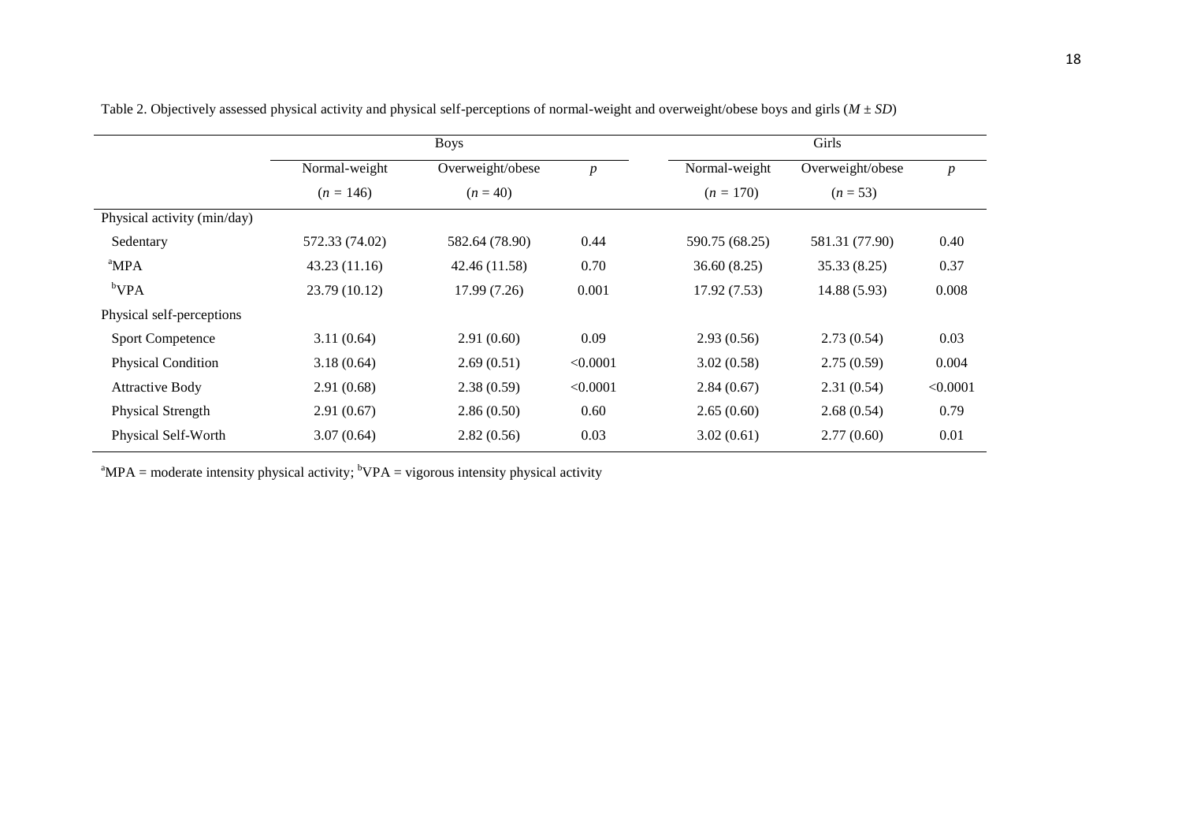Table 2. Objectively assessed physical activity and physical self-perceptions of normal-weight and overweight/obese boys and girls ($M \pm SD$)

| | Boys | | | Girls | | |
|---|---|---|---|---|---|---|
| | Normal-weight ($n$ = 146) | Overweight/obese ($n$ = 40) | $p$ | Normal-weight ($n$ = 170) | Overweight/obese ($n$ = 53) | $p$ |
| Physical activity (min/day) | | | | | | |
| Sedentary | 572.33 (74.02) | 582.64 (78.90) | 0.44 | 590.75 (68.25) | 581.31 (77.90) | 0.40 |
| [a]MPA | 43.23 (11.16) | 42.46 (11.58) | 0.70 | 36.60 (8.25) | 35.33 (8.25) | 0.37 |
| [b]VPA | 23.79 (10.12) | 17.99 (7.26) | 0.001 | 17.92 (7.53) | 14.88 (5.93) | 0.008 |
| Physical self-perceptions | | | | | | |
| Sport Competence | 3.11 (0.64) | 2.91 (0.60) | 0.09 | 2.93 (0.56) | 2.73 (0.54) | 0.03 |
| Physical Condition | 3.18 (0.64) | 2.69 (0.51) | <0.0001 | 3.02 (0.58) | 2.75 (0.59) | 0.004 |
| Attractive Body | 2.91 (0.68) | 2.38 (0.59) | <0.0001 | 2.84 (0.67) | 2.31 (0.54) | <0.0001 |
| Physical Strength | 2.91 (0.67) | 2.86 (0.50) | 0.60 | 2.65 (0.60) | 2.68 (0.54) | 0.79 |
| Physical Self-Worth | 3.07 (0.64) | 2.82 (0.56) | 0.03 | 3.02 (0.61) | 2.77 (0.60) | 0.01 |

[a]MPA = moderate intensity physical activity; [b]VPA = vigorous intensity physical activity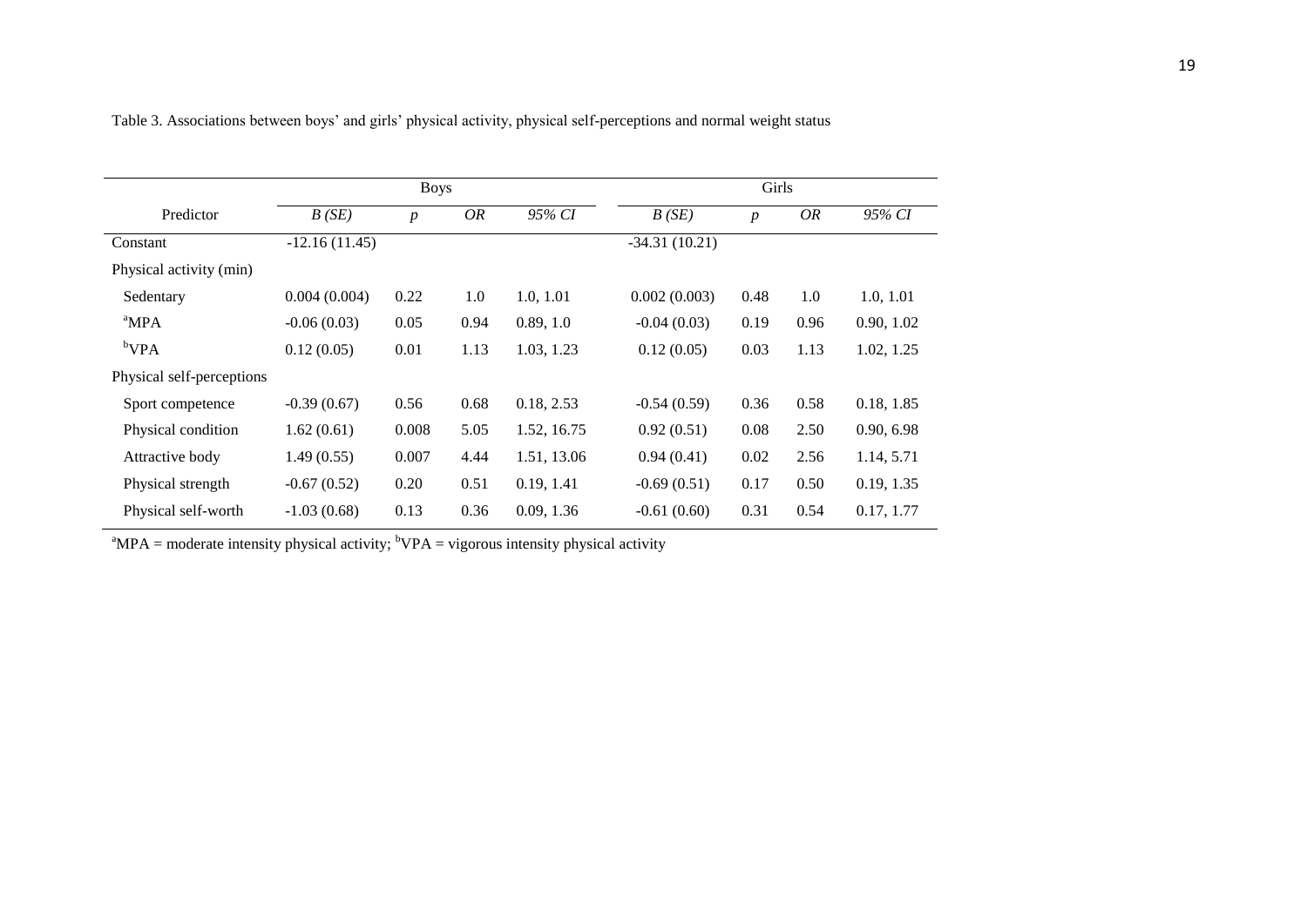Table 3. Associations between boys' and girls' physical activity, physical self-perceptions and normal weight status

| | Boys | | | | Girls | | | |
|---|---|---|---|---|---|---|---|---|
| Predictor | *B (SE)* | *p* | *OR* | *95% CI* | *B (SE)* | *p* | *OR* | *95% CI* |
| Constant | -12.16 (11.45) | | | | -34.31 (10.21) | | | |
| Physical activity (min) | | | | | | | | |
| Sedentary | 0.004 (0.004) | 0.22 | 1.0 | 1.0, 1.01 | 0.002 (0.003) | 0.48 | 1.0 | 1.0, 1.01 |
| [a]MPA | -0.06 (0.03) | 0.05 | 0.94 | 0.89, 1.0 | -0.04 (0.03) | 0.19 | 0.96 | 0.90, 1.02 |
| [b]VPA | 0.12 (0.05) | 0.01 | 1.13 | 1.03, 1.23 | 0.12 (0.05) | 0.03 | 1.13 | 1.02, 1.25 |
| Physical self-perceptions | | | | | | | | |
| Sport competence | -0.39 (0.67) | 0.56 | 0.68 | 0.18, 2.53 | -0.54 (0.59) | 0.36 | 0.58 | 0.18, 1.85 |
| Physical condition | 1.62 (0.61) | 0.008 | 5.05 | 1.52, 16.75 | 0.92 (0.51) | 0.08 | 2.50 | 0.90, 6.98 |
| Attractive body | 1.49 (0.55) | 0.007 | 4.44 | 1.51, 13.06 | 0.94 (0.41) | 0.02 | 2.56 | 1.14, 5.71 |
| Physical strength | -0.67 (0.52) | 0.20 | 0.51 | 0.19, 1.41 | -0.69 (0.51) | 0.17 | 0.50 | 0.19, 1.35 |
| Physical self-worth | -1.03 (0.68) | 0.13 | 0.36 | 0.09, 1.36 | -0.61 (0.60) | 0.31 | 0.54 | 0.17, 1.77 |

[a]MPA = moderate intensity physical activity; [b]VPA = vigorous intensity physical activity